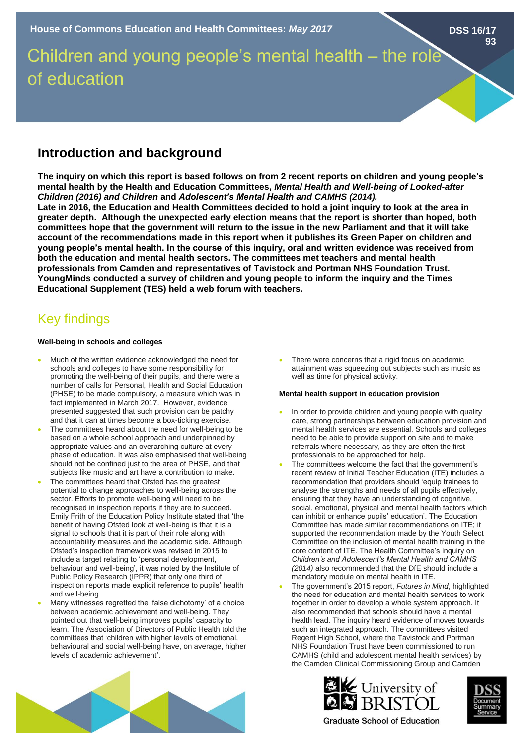House of Commons Education and Health Committees: *May 2017*

DSS 16/17
93

# Children and young people's mental health – the role of education

## Introduction and background

**The inquiry on which this report is based follows on from 2 recent reports on children and young people's mental health by the Health and Education Committees, *Mental Health and Well-being of Looked-after Children (2016) and Children* and *Adolescent's Mental Health and CAMHS (2014).***
**Late in 2016, the Education and Health Committees decided to hold a joint inquiry to look at the area in greater depth. Although the unexpected early election means that the report is shorter than hoped, both committees hope that the government will return to the issue in the new Parliament and that it will take account of the recommendations made in this report when it publishes its Green Paper on children and young people's mental health. In the course of this inquiry, oral and written evidence was received from both the education and mental health sectors. The committees met teachers and mental health professionals from Camden and representatives of Tavistock and Portman NHS Foundation Trust. YoungMinds conducted a survey of children and young people to inform the inquiry and the Times Educational Supplement (TES) held a web forum with teachers.**

## Key findings

#### Well-being in schools and colleges

- Much of the written evidence acknowledged the need for schools and colleges to have some responsibility for promoting the well-being of their pupils, and there were a number of calls for Personal, Health and Social Education (PHSE) to be made compulsory, a measure which was in fact implemented in March 2017. However, evidence presented suggested that such provision can be patchy and that it can at times become a box-ticking exercise.
- The committees heard about the need for well-being to be based on a whole school approach and underpinned by appropriate values and an overarching culture at every phase of education. It was also emphasised that well-being should not be confined just to the area of PHSE, and that subjects like music and art have a contribution to make.
- The committees heard that Ofsted has the greatest potential to change approaches to well-being across the sector. Efforts to promote well-being will need to be recognised in inspection reports if they are to succeed. Emily Frith of the Education Policy Institute stated that 'the benefit of having Ofsted look at well-being is that it is a signal to schools that it is part of their role along with accountability measures and the academic side. Although Ofsted's inspection framework was revised in 2015 to include a target relating to 'personal development, behaviour and well-being', it was noted by the Institute of Public Policy Research (IPPR) that only one third of inspection reports made explicit reference to pupils' health and well-being.
- Many witnesses regretted the 'false dichotomy' of a choice between academic achievement and well-being. They pointed out that well-being improves pupils' capacity to learn. The Association of Directors of Public Health told the committees that 'children with higher levels of emotional, behavioural and social well-being have, on average, higher levels of academic achievement'.
- There were concerns that a rigid focus on academic attainment was squeezing out subjects such as music as well as time for physical activity.

#### Mental health support in education provision

- In order to provide children and young people with quality care, strong partnerships between education provision and mental health services are essential. Schools and colleges need to be able to provide support on site and to make referrals where necessary, as they are often the first professionals to be approached for help.
- The committees welcome the fact that the government's recent review of Initial Teacher Education (ITE) includes a recommendation that providers should 'equip trainees to analyse the strengths and needs of all pupils effectively, ensuring that they have an understanding of cognitive, social, emotional, physical and mental health factors which can inhibit or enhance pupils' education'. The Education Committee has made similar recommendations on ITE; it supported the recommendation made by the Youth Select Committee on the inclusion of mental health training in the core content of ITE. The Health Committee's inquiry on *Children's and Adolescent's Mental Health and CAMHS (2014)* also recommended that the DfE should include a mandatory module on mental health in ITE.
- The government's 2015 report, *Futures in Mind*, highlighted the need for education and mental health services to work together in order to develop a whole system approach. It also recommended that schools should have a mental health lead. The inquiry heard evidence of moves towards such an integrated approach. The committees visited Regent High School, where the Tavistock and Portman NHS Foundation Trust have been commissioned to run CAMHS (child and adolescent mental health services) by the Camden Clinical Commissioning Group and Camden

University of Bristol
Graduate School of Education

DSS Document Summary Service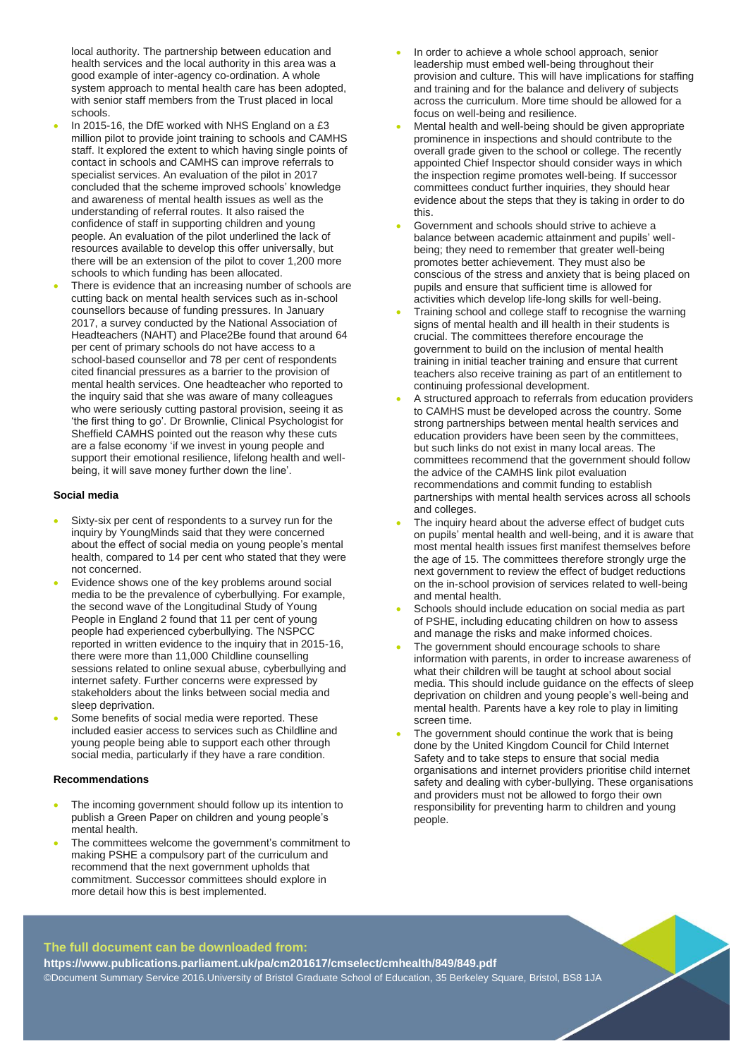local authority. The partnership between education and health services and the local authority in this area was a good example of inter-agency co-ordination. A whole system approach to mental health care has been adopted, with senior staff members from the Trust placed in local schools.

- In 2015-16, the DfE worked with NHS England on a £3 million pilot to provide joint training to schools and CAMHS staff. It explored the extent to which having single points of contact in schools and CAMHS can improve referrals to specialist services. An evaluation of the pilot in 2017 concluded that the scheme improved schools' knowledge and awareness of mental health issues as well as the understanding of referral routes. It also raised the confidence of staff in supporting children and young people. An evaluation of the pilot underlined the lack of resources available to develop this offer universally, but there will be an extension of the pilot to cover 1,200 more schools to which funding has been allocated.
- There is evidence that an increasing number of schools are cutting back on mental health services such as in-school counsellors because of funding pressures. In January 2017, a survey conducted by the National Association of Headteachers (NAHT) and Place2Be found that around 64 per cent of primary schools do not have access to a school-based counsellor and 78 per cent of respondents cited financial pressures as a barrier to the provision of mental health services. One headteacher who reported to the inquiry said that she was aware of many colleagues who were seriously cutting pastoral provision, seeing it as 'the first thing to go'. Dr Brownlie, Clinical Psychologist for Sheffield CAMHS pointed out the reason why these cuts are a false economy 'if we invest in young people and support their emotional resilience, lifelong health and well-being, it will save money further down the line'.

**Social media**

- Sixty-six per cent of respondents to a survey run for the inquiry by YoungMinds said that they were concerned about the effect of social media on young people's mental health, compared to 14 per cent who stated that they were not concerned.
- Evidence shows one of the key problems around social media to be the prevalence of cyberbullying. For example, the second wave of the Longitudinal Study of Young People in England 2 found that 11 per cent of young people had experienced cyberbullying. The NSPCC reported in written evidence to the inquiry that in 2015-16, there were more than 11,000 Childline counselling sessions related to online sexual abuse, cyberbullying and internet safety. Further concerns were expressed by stakeholders about the links between social media and sleep deprivation.
- Some benefits of social media were reported. These included easier access to services such as Childline and young people being able to support each other through social media, particularly if they have a rare condition.

**Recommendations**

- The incoming government should follow up its intention to publish a Green Paper on children and young people's mental health.
- The committees welcome the government's commitment to making PSHE a compulsory part of the curriculum and recommend that the next government upholds that commitment. Successor committees should explore in more detail how this is best implemented.
- In order to achieve a whole school approach, senior leadership must embed well-being throughout their provision and culture. This will have implications for staffing and training and for the balance and delivery of subjects across the curriculum. More time should be allowed for a focus on well-being and resilience.
- Mental health and well-being should be given appropriate prominence in inspections and should contribute to the overall grade given to the school or college. The recently appointed Chief Inspector should consider ways in which the inspection regime promotes well-being. If successor committees conduct further inquiries, they should hear evidence about the steps that they is taking in order to do this.
- Government and schools should strive to achieve a balance between academic attainment and pupils' well-being; they need to remember that greater well-being promotes better achievement. They must also be conscious of the stress and anxiety that is being placed on pupils and ensure that sufficient time is allowed for activities which develop life-long skills for well-being.
- Training school and college staff to recognise the warning signs of mental health and ill health in their students is crucial. The committees therefore encourage the government to build on the inclusion of mental health training in initial teacher training and ensure that current teachers also receive training as part of an entitlement to continuing professional development.
- A structured approach to referrals from education providers to CAMHS must be developed across the country. Some strong partnerships between mental health services and education providers have been seen by the committees, but such links do not exist in many local areas. The committees recommend that the government should follow the advice of the CAMHS link pilot evaluation recommendations and commit funding to establish partnerships with mental health services across all schools and colleges.
- The inquiry heard about the adverse effect of budget cuts on pupils' mental health and well-being, and it is aware that most mental health issues first manifest themselves before the age of 15. The committees therefore strongly urge the next government to review the effect of budget reductions on the in-school provision of services related to well-being and mental health.
- Schools should include education on social media as part of PSHE, including educating children on how to assess and manage the risks and make informed choices.
- The government should encourage schools to share information with parents, in order to increase awareness of what their children will be taught at school about social media. This should include guidance on the effects of sleep deprivation on children and young people's well-being and mental health. Parents have a key role to play in limiting screen time.
- The government should continue the work that is being done by the United Kingdom Council for Child Internet Safety and to take steps to ensure that social media organisations and internet providers prioritise child internet safety and dealing with cyber-bullying. These organisations and providers must not be allowed to forgo their own responsibility for preventing harm to children and young people.

**The full document can be downloaded from:**

**https://www.publications.parliament.uk/pa/cm201617/cmselect/cmhealth/849/849.pdf**

©Document Summary Service 2016.University of Bristol Graduate School of Education, 35 Berkeley Square, Bristol, BS8 1JA